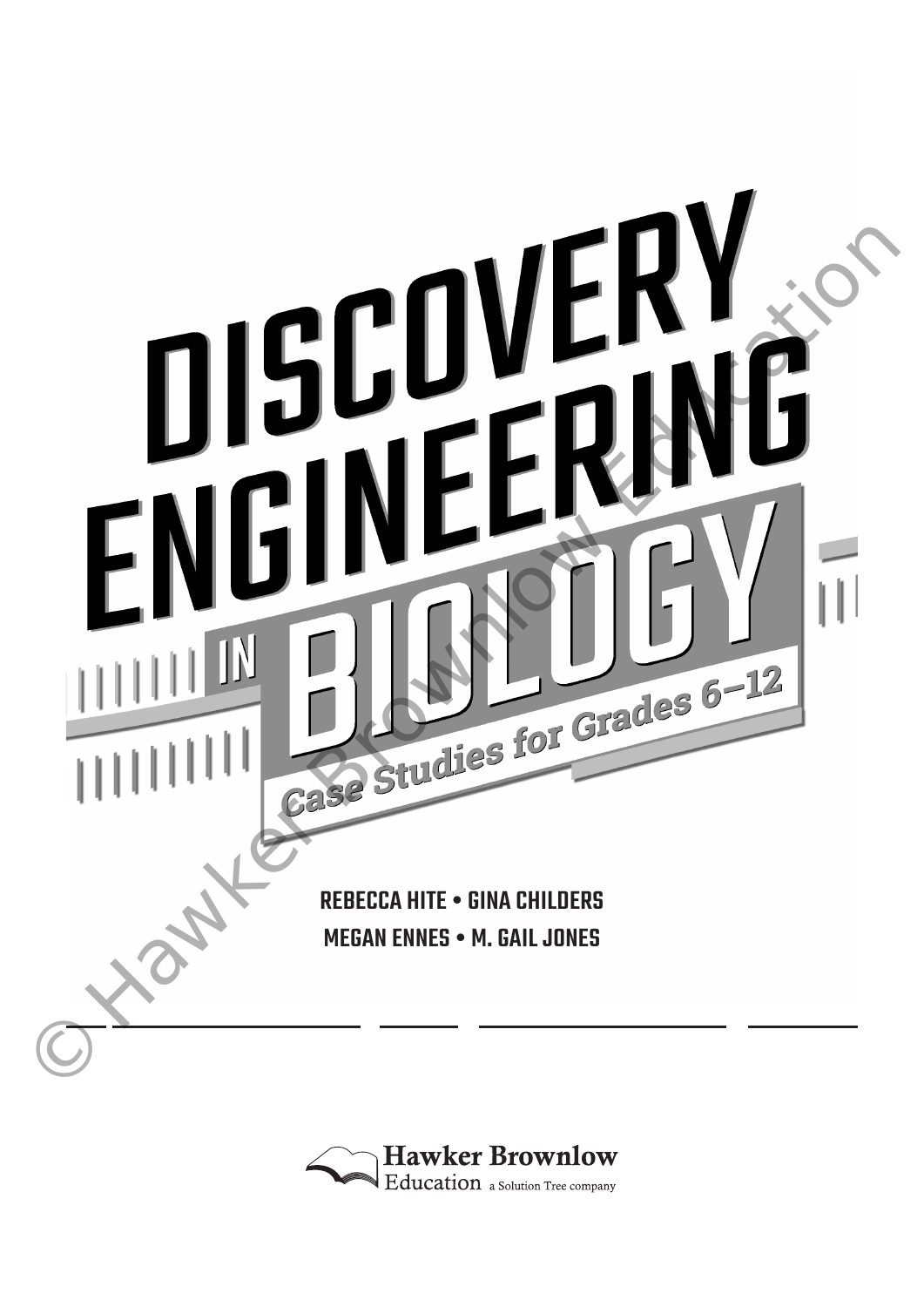# DISCOVERY ENGINEERING IN BIOLOGY

## Case Studies for Grades 6–12

REBECCA HITE • GINA CHILDERS
MEGAN ENNES • M. GAIL JONES

Hawker Brownlow Education a Solution Tree company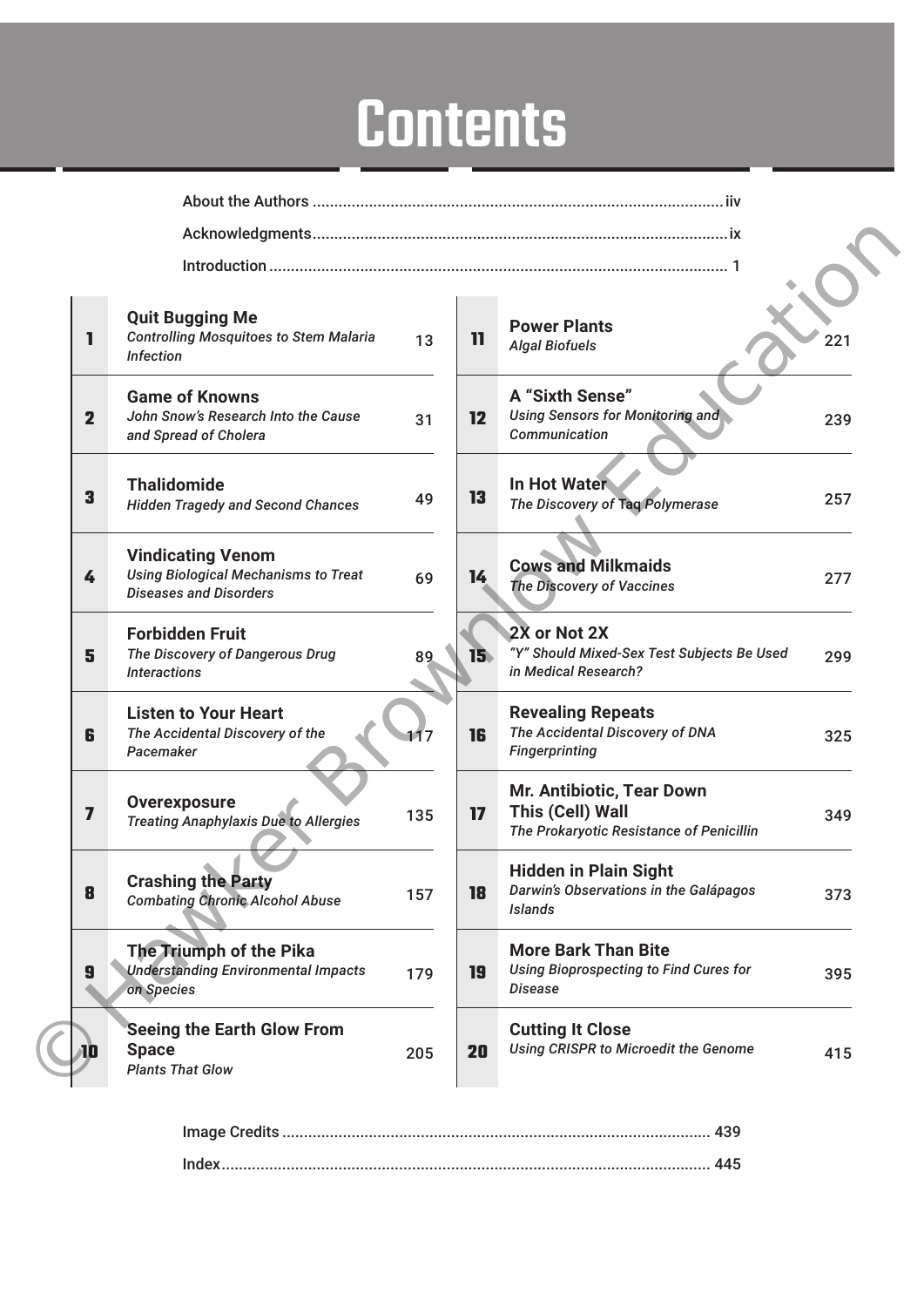# Contents

About the Authors .................................................................................................iiv

Acknowledgments.................................................................................................ix

Introduction ........................................................................................................ 1

| | | |
|---|---|---|
| 1 | **Quit Bugging Me**<br>*Controlling Mosquitoes to Stem Malaria Infection* | 13 |
| 2 | **Game of Knowns**<br>*John Snow's Research Into the Cause and Spread of Cholera* | 31 |
| 3 | **Thalidomide**<br>*Hidden Tragedy and Second Chances* | 49 |
| 4 | **Vindicating Venom**<br>*Using Biological Mechanisms to Treat Diseases and Disorders* | 69 |
| 5 | **Forbidden Fruit**<br>*The Discovery of Dangerous Drug Interactions* | 89 |
| 6 | **Listen to Your Heart**<br>*The Accidental Discovery of the Pacemaker* | 117 |
| 7 | **Overexposure**<br>*Treating Anaphylaxis Due to Allergies* | 135 |
| 8 | **Crashing the Party**<br>*Combating Chronic Alcohol Abuse* | 157 |
| 9 | **The Triumph of the Pika**<br>*Understanding Environmental Impacts on Species* | 179 |
| 10 | **Seeing the Earth Glow From Space**<br>*Plants That Glow* | 205 |
| 11 | **Power Plants**<br>*Algal Biofuels* | 221 |
| 12 | **A "Sixth Sense"**<br>*Using Sensors for Monitoring and Communication* | 239 |
| 13 | **In Hot Water**<br>*The Discovery of Taq Polymerase* | 257 |
| 14 | **Cows and Milkmaids**<br>*The Discovery of Vaccines* | 277 |
| 15 | **2X or Not 2X**<br>*"Y" Should Mixed-Sex Test Subjects Be Used in Medical Research?* | 299 |
| 16 | **Revealing Repeats**<br>*The Accidental Discovery of DNA Fingerprinting* | 325 |
| 17 | **Mr. Antibiotic, Tear Down This (Cell) Wall**<br>*The Prokaryotic Resistance of Penicillin* | 349 |
| 18 | **Hidden in Plain Sight**<br>*Darwin's Observations in the Galápagos Islands* | 373 |
| 19 | **More Bark Than Bite**<br>*Using Bioprospecting to Find Cures for Disease* | 395 |
| 20 | **Cutting It Close**<br>*Using CRISPR to Microedit the Genome* | 415 |

Image Credits ................................................................................................. 439

Index................................................................................................................ 445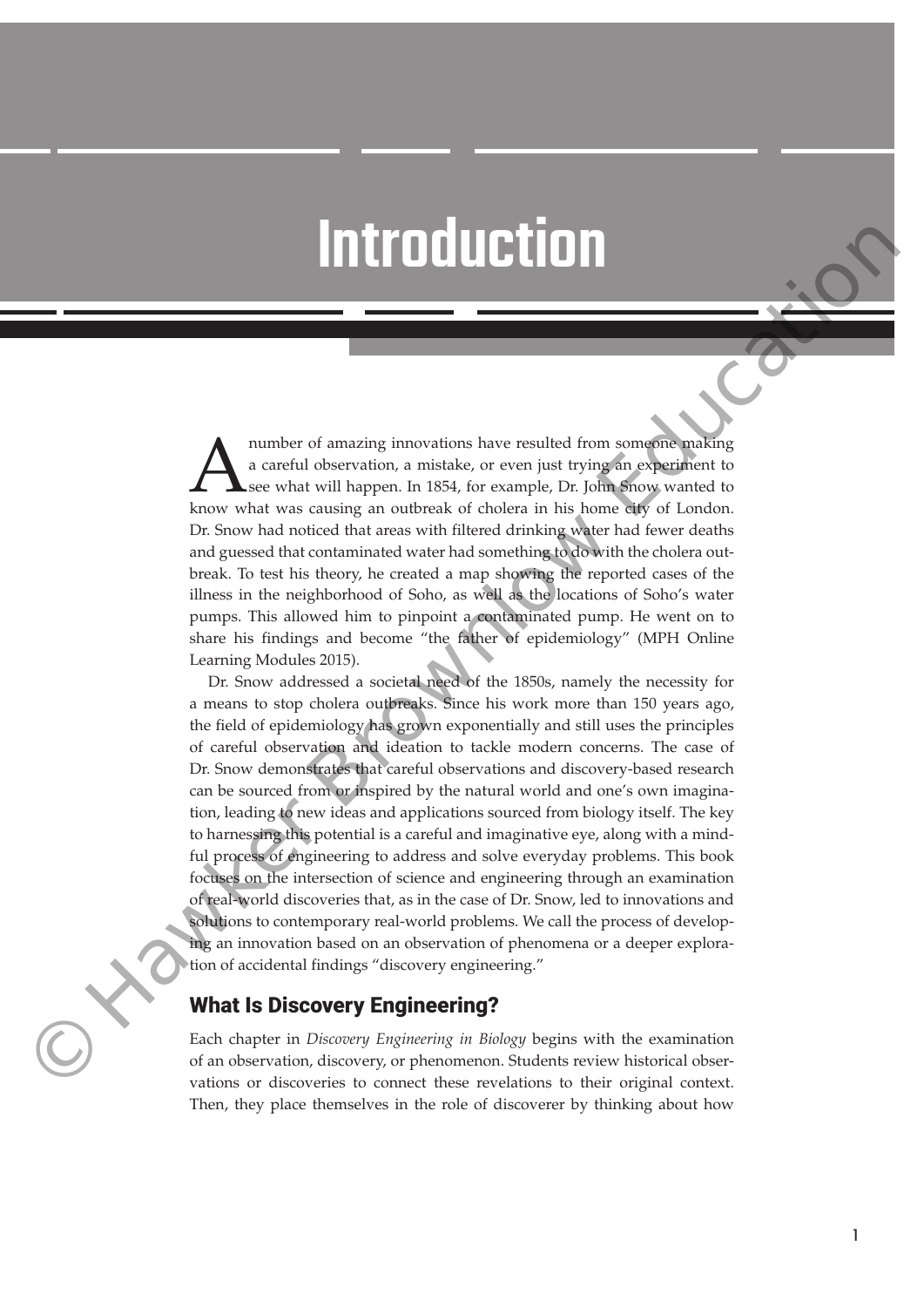# Introduction

A number of amazing innovations have resulted from someone making a careful observation, a mistake, or even just trying an experiment to see what will happen. In 1854, for example, Dr. John Snow wanted to know what was causing an outbreak of cholera in his home city of London. Dr. Snow had noticed that areas with filtered drinking water had fewer deaths and guessed that contaminated water had something to do with the cholera outbreak. To test his theory, he created a map showing the reported cases of the illness in the neighborhood of Soho, as well as the locations of Soho's water pumps. This allowed him to pinpoint a contaminated pump. He went on to share his findings and become "the father of epidemiology" (MPH Online Learning Modules 2015).

Dr. Snow addressed a societal need of the 1850s, namely the necessity for a means to stop cholera outbreaks. Since his work more than 150 years ago, the field of epidemiology has grown exponentially and still uses the principles of careful observation and ideation to tackle modern concerns. The case of Dr. Snow demonstrates that careful observations and discovery-based research can be sourced from or inspired by the natural world and one's own imagination, leading to new ideas and applications sourced from biology itself. The key to harnessing this potential is a careful and imaginative eye, along with a mindful process of engineering to address and solve everyday problems. This book focuses on the intersection of science and engineering through an examination of real-world discoveries that, as in the case of Dr. Snow, led to innovations and solutions to contemporary real-world problems. We call the process of developing an innovation based on an observation of phenomena or a deeper exploration of accidental findings "discovery engineering."

## What Is Discovery Engineering?

Each chapter in *Discovery Engineering in Biology* begins with the examination of an observation, discovery, or phenomenon. Students review historical observations or discoveries to connect these revelations to their original context. Then, they place themselves in the role of discoverer by thinking about how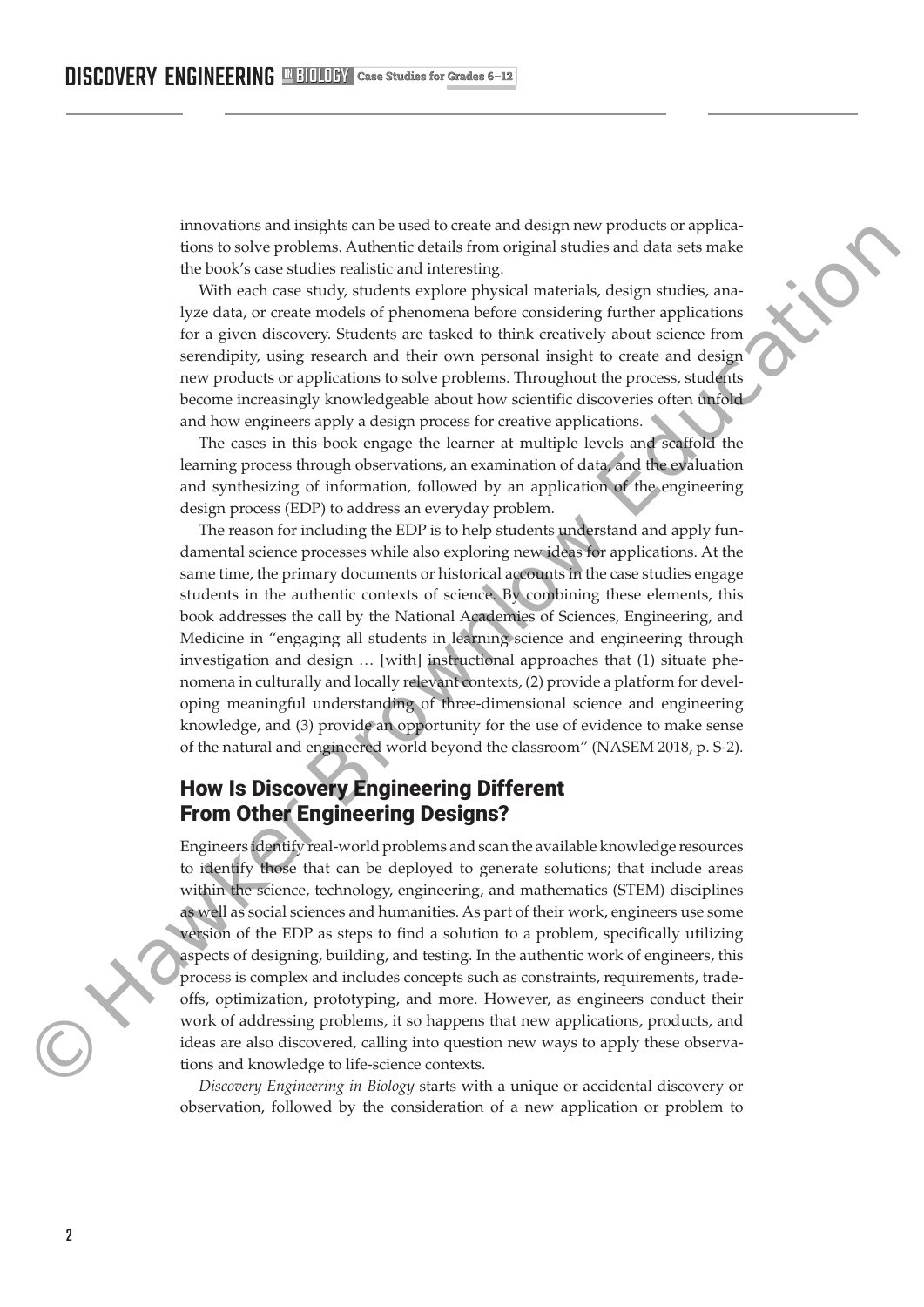innovations and insights can be used to create and design new products or applications to solve problems. Authentic details from original studies and data sets make the book's case studies realistic and interesting.

With each case study, students explore physical materials, design studies, analyze data, or create models of phenomena before considering further applications for a given discovery. Students are tasked to think creatively about science from serendipity, using research and their own personal insight to create and design new products or applications to solve problems. Throughout the process, students become increasingly knowledgeable about how scientific discoveries often unfold and how engineers apply a design process for creative applications.

The cases in this book engage the learner at multiple levels and scaffold the learning process through observations, an examination of data, and the evaluation and synthesizing of information, followed by an application of the engineering design process (EDP) to address an everyday problem.

The reason for including the EDP is to help students understand and apply fundamental science processes while also exploring new ideas for applications. At the same time, the primary documents or historical accounts in the case studies engage students in the authentic contexts of science. By combining these elements, this book addresses the call by the National Academies of Sciences, Engineering, and Medicine in "engaging all students in learning science and engineering through investigation and design … [with] instructional approaches that (1) situate phenomena in culturally and locally relevant contexts, (2) provide a platform for developing meaningful understanding of three-dimensional science and engineering knowledge, and (3) provide an opportunity for the use of evidence to make sense of the natural and engineered world beyond the classroom" (NASEM 2018, p. S-2).

## How Is Discovery Engineering Different From Other Engineering Designs?

Engineers identify real-world problems and scan the available knowledge resources to identify those that can be deployed to generate solutions; that include areas within the science, technology, engineering, and mathematics (STEM) disciplines as well as social sciences and humanities. As part of their work, engineers use some version of the EDP as steps to find a solution to a problem, specifically utilizing aspects of designing, building, and testing. In the authentic work of engineers, this process is complex and includes concepts such as constraints, requirements, tradeoffs, optimization, prototyping, and more. However, as engineers conduct their work of addressing problems, it so happens that new applications, products, and ideas are also discovered, calling into question new ways to apply these observations and knowledge to life-science contexts.

*Discovery Engineering in Biology* starts with a unique or accidental discovery or observation, followed by the consideration of a new application or problem to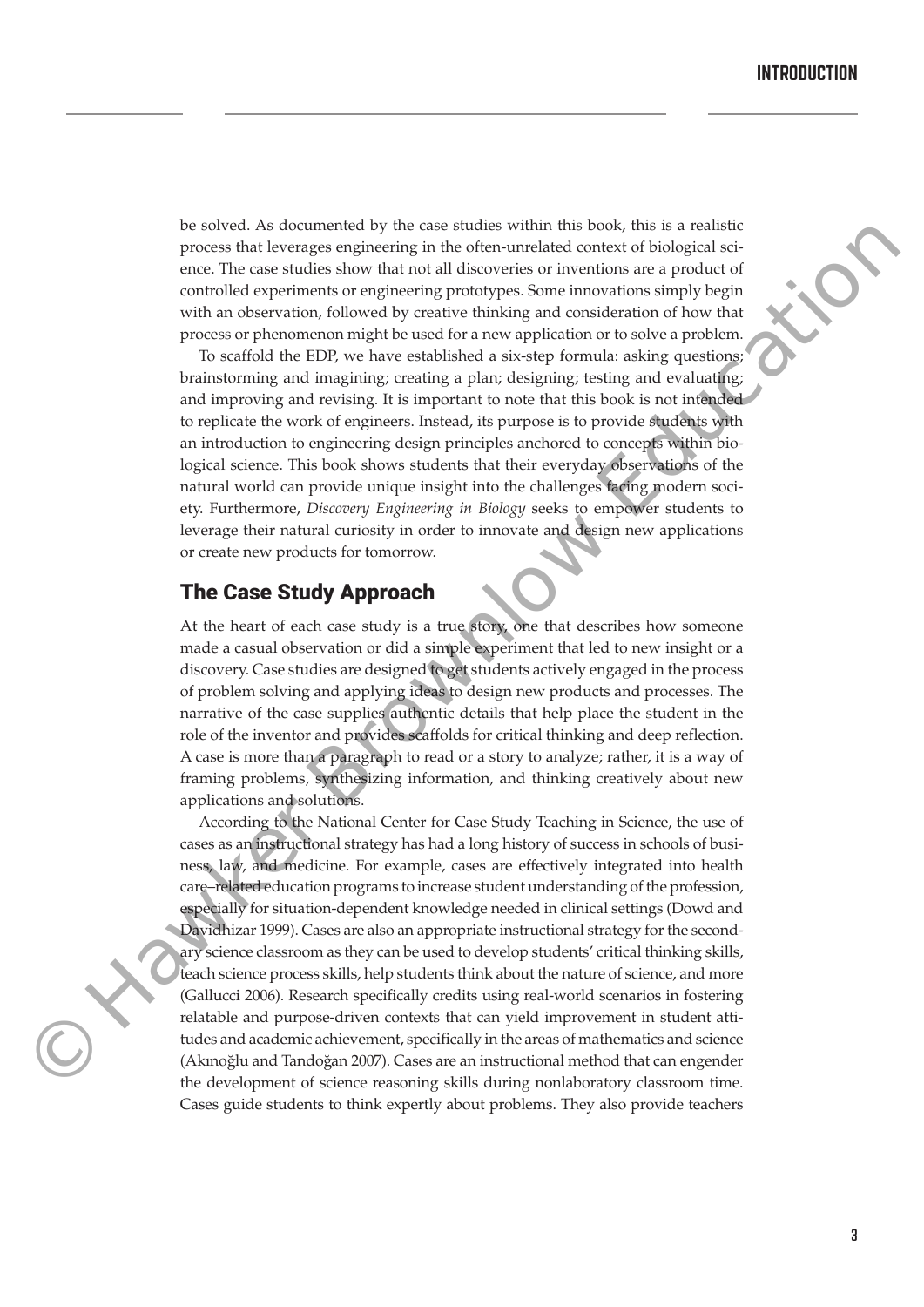be solved. As documented by the case studies within this book, this is a realistic process that leverages engineering in the often-unrelated context of biological science. The case studies show that not all discoveries or inventions are a product of controlled experiments or engineering prototypes. Some innovations simply begin with an observation, followed by creative thinking and consideration of how that process or phenomenon might be used for a new application or to solve a problem.

To scaffold the EDP, we have established a six-step formula: asking questions; brainstorming and imagining; creating a plan; designing; testing and evaluating; and improving and revising. It is important to note that this book is not intended to replicate the work of engineers. Instead, its purpose is to provide students with an introduction to engineering design principles anchored to concepts within biological science. This book shows students that their everyday observations of the natural world can provide unique insight into the challenges facing modern society. Furthermore, *Discovery Engineering in Biology* seeks to empower students to leverage their natural curiosity in order to innovate and design new applications or create new products for tomorrow.

## The Case Study Approach

At the heart of each case study is a true story, one that describes how someone made a casual observation or did a simple experiment that led to new insight or a discovery. Case studies are designed to get students actively engaged in the process of problem solving and applying ideas to design new products and processes. The narrative of the case supplies authentic details that help place the student in the role of the inventor and provides scaffolds for critical thinking and deep reflection. A case is more than a paragraph to read or a story to analyze; rather, it is a way of framing problems, synthesizing information, and thinking creatively about new applications and solutions.

According to the National Center for Case Study Teaching in Science, the use of cases as an instructional strategy has had a long history of success in schools of business, law, and medicine. For example, cases are effectively integrated into health care–related education programs to increase student understanding of the profession, especially for situation-dependent knowledge needed in clinical settings (Dowd and Davidhizar 1999). Cases are also an appropriate instructional strategy for the secondary science classroom as they can be used to develop students' critical thinking skills, teach science process skills, help students think about the nature of science, and more (Gallucci 2006). Research specifically credits using real-world scenarios in fostering relatable and purpose-driven contexts that can yield improvement in student attitudes and academic achievement, specifically in the areas of mathematics and science (Akınoğlu and Tandoğan 2007). Cases are an instructional method that can engender the development of science reasoning skills during nonlaboratory classroom time. Cases guide students to think expertly about problems. They also provide teachers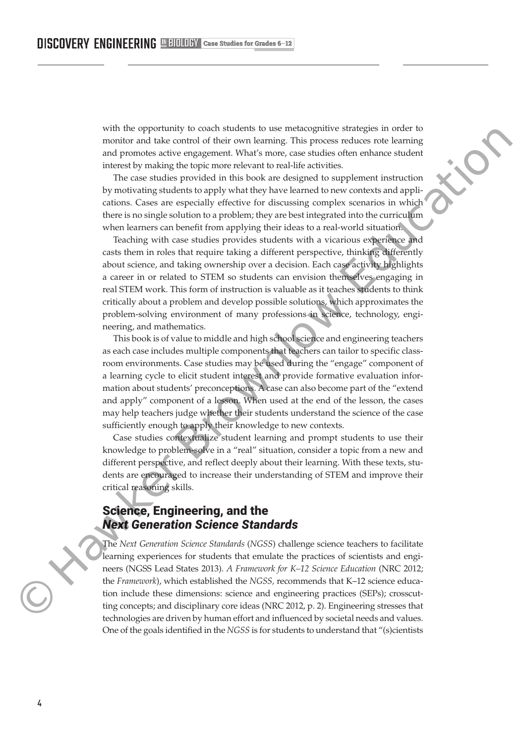with the opportunity to coach students to use metacognitive strategies in order to monitor and take control of their own learning. This process reduces rote learning and promotes active engagement. What's more, case studies often enhance student interest by making the topic more relevant to real-life activities.

The case studies provided in this book are designed to supplement instruction by motivating students to apply what they have learned to new contexts and applications. Cases are especially effective for discussing complex scenarios in which there is no single solution to a problem; they are best integrated into the curriculum when learners can benefit from applying their ideas to a real-world situation.

Teaching with case studies provides students with a vicarious experience and casts them in roles that require taking a different perspective, thinking differently about science, and taking ownership over a decision. Each case activity highlights a career in or related to STEM so students can envision themselves engaging in real STEM work. This form of instruction is valuable as it teaches students to think critically about a problem and develop possible solutions, which approximates the problem-solving environment of many professions in science, technology, engineering, and mathematics.

This book is of value to middle and high school science and engineering teachers as each case includes multiple components that teachers can tailor to specific classroom environments. Case studies may be used during the "engage" component of a learning cycle to elicit student interest and provide formative evaluation information about students' preconceptions. A case can also become part of the "extend and apply" component of a lesson. When used at the end of the lesson, the cases may help teachers judge whether their students understand the science of the case sufficiently enough to apply their knowledge to new contexts.

Case studies contextualize student learning and prompt students to use their knowledge to problem-solve in a "real" situation, consider a topic from a new and different perspective, and reflect deeply about their learning. With these texts, students are encouraged to increase their understanding of STEM and improve their critical reasoning skills.

## Science, Engineering, and the *Next Generation Science Standards*

The *Next Generation Science Standards* (*NGSS*) challenge science teachers to facilitate learning experiences for students that emulate the practices of scientists and engineers (NGSS Lead States 2013). *A Framework for K–12 Science Education* (NRC 2012; the *Framework*), which established the *NGSS,* recommends that K–12 science education include these dimensions: science and engineering practices (SEPs); crosscutting concepts; and disciplinary core ideas (NRC 2012, p. 2). Engineering stresses that technologies are driven by human effort and influenced by societal needs and values. One of the goals identified in the *NGSS* is for students to understand that "(s)cientists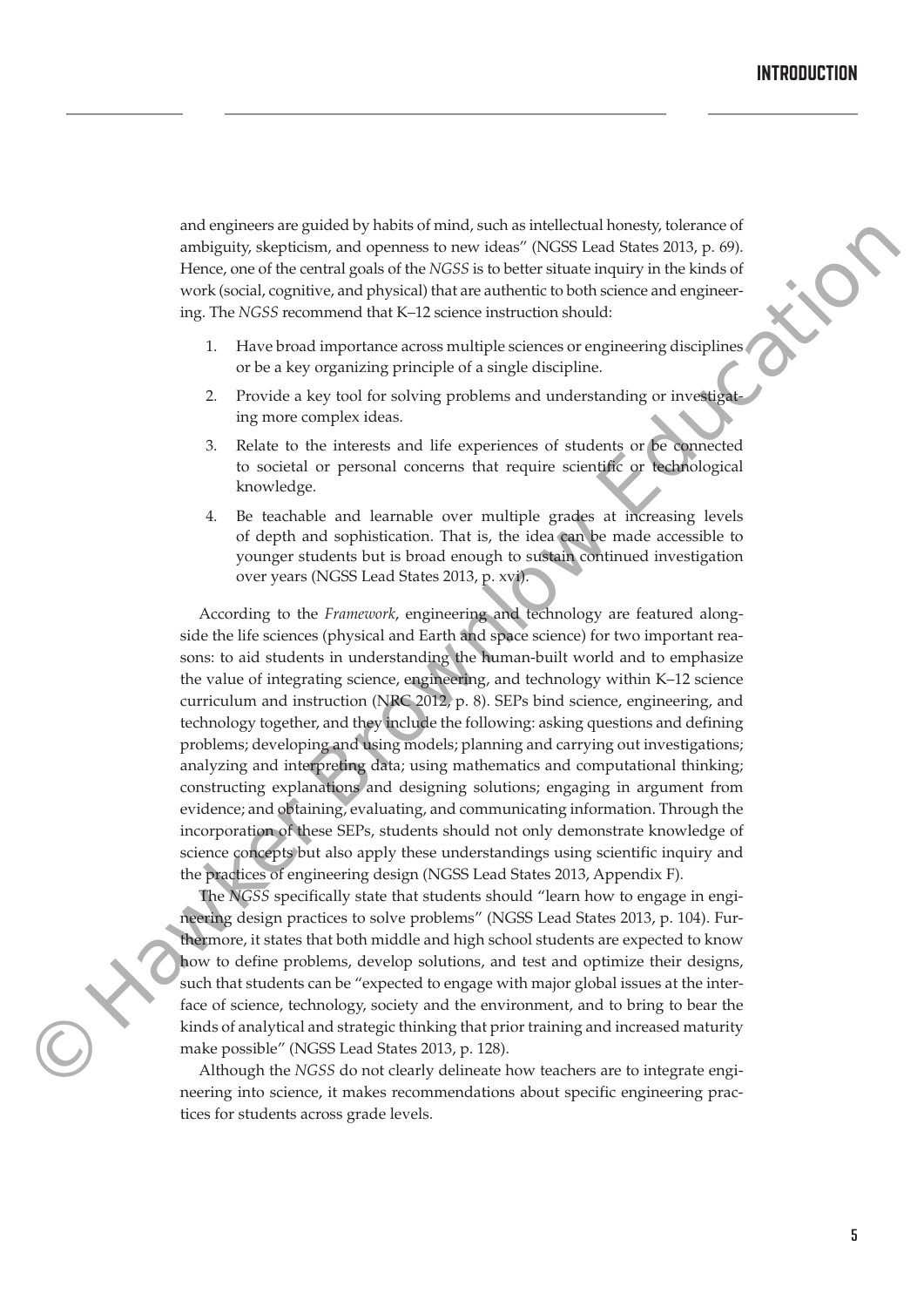and engineers are guided by habits of mind, such as intellectual honesty, tolerance of ambiguity, skepticism, and openness to new ideas" (NGSS Lead States 2013, p. 69). Hence, one of the central goals of the *NGSS* is to better situate inquiry in the kinds of work (social, cognitive, and physical) that are authentic to both science and engineering. The *NGSS* recommend that K–12 science instruction should:

1. Have broad importance across multiple sciences or engineering disciplines or be a key organizing principle of a single discipline.
2. Provide a key tool for solving problems and understanding or investigating more complex ideas.
3. Relate to the interests and life experiences of students or be connected to societal or personal concerns that require scientific or technological knowledge.
4. Be teachable and learnable over multiple grades at increasing levels of depth and sophistication. That is, the idea can be made accessible to younger students but is broad enough to sustain continued investigation over years (NGSS Lead States 2013, p. xvi).

According to the *Framework*, engineering and technology are featured alongside the life sciences (physical and Earth and space science) for two important reasons: to aid students in understanding the human-built world and to emphasize the value of integrating science, engineering, and technology within K–12 science curriculum and instruction (NRC 2012, p. 8). SEPs bind science, engineering, and technology together, and they include the following: asking questions and defining problems; developing and using models; planning and carrying out investigations; analyzing and interpreting data; using mathematics and computational thinking; constructing explanations and designing solutions; engaging in argument from evidence; and obtaining, evaluating, and communicating information. Through the incorporation of these SEPs, students should not only demonstrate knowledge of science concepts but also apply these understandings using scientific inquiry and the practices of engineering design (NGSS Lead States 2013, Appendix F).

The *NGSS* specifically state that students should "learn how to engage in engineering design practices to solve problems" (NGSS Lead States 2013, p. 104). Furthermore, it states that both middle and high school students are expected to know how to define problems, develop solutions, and test and optimize their designs, such that students can be "expected to engage with major global issues at the interface of science, technology, society and the environment, and to bring to bear the kinds of analytical and strategic thinking that prior training and increased maturity make possible" (NGSS Lead States 2013, p. 128).

Although the *NGSS* do not clearly delineate how teachers are to integrate engineering into science, it makes recommendations about specific engineering practices for students across grade levels.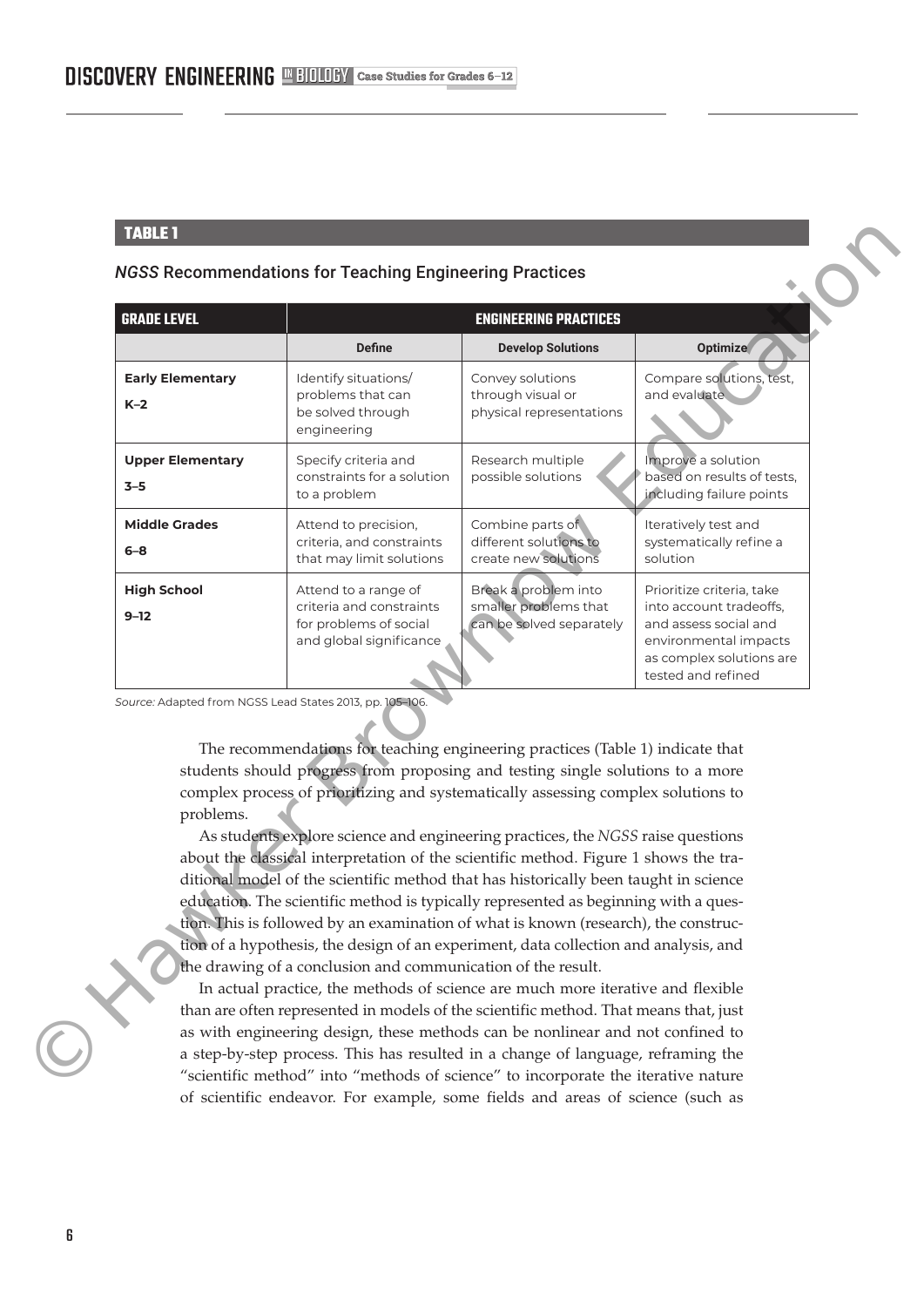**TABLE 1**

*NGSS* Recommendations for Teaching Engineering Practices

| GRADE LEVEL | ENGINEERING PRACTICES | | |
|---|---|---|---|
| | **Define** | **Develop Solutions** | **Optimize** |
| **Early Elementary K–2** | Identify situations/ problems that can be solved through engineering | Convey solutions through visual or physical representations | Compare solutions, test, and evaluate |
| **Upper Elementary 3–5** | Specify criteria and constraints for a solution to a problem | Research multiple possible solutions | Improve a solution based on results of tests, including failure points |
| **Middle Grades 6–8** | Attend to precision, criteria, and constraints that may limit solutions | Combine parts of different solutions to create new solutions | Iteratively test and systematically refine a solution |
| **High School 9–12** | Attend to a range of criteria and constraints for problems of social and global significance | Break a problem into smaller problems that can be solved separately | Prioritize criteria, take into account tradeoffs, and assess social and environmental impacts as complex solutions are tested and refined |

*Source:* Adapted from NGSS Lead States 2013, pp. 105–106.

The recommendations for teaching engineering practices (Table 1) indicate that students should progress from proposing and testing single solutions to a more complex process of prioritizing and systematically assessing complex solutions to problems.

As students explore science and engineering practices, the *NGSS* raise questions about the classical interpretation of the scientific method. Figure 1 shows the traditional model of the scientific method that has historically been taught in science education. The scientific method is typically represented as beginning with a question. This is followed by an examination of what is known (research), the construction of a hypothesis, the design of an experiment, data collection and analysis, and the drawing of a conclusion and communication of the result.

In actual practice, the methods of science are much more iterative and flexible than are often represented in models of the scientific method. That means that, just as with engineering design, these methods can be nonlinear and not confined to a step-by-step process. This has resulted in a change of language, reframing the "scientific method" into "methods of science" to incorporate the iterative nature of scientific endeavor. For example, some fields and areas of science (such as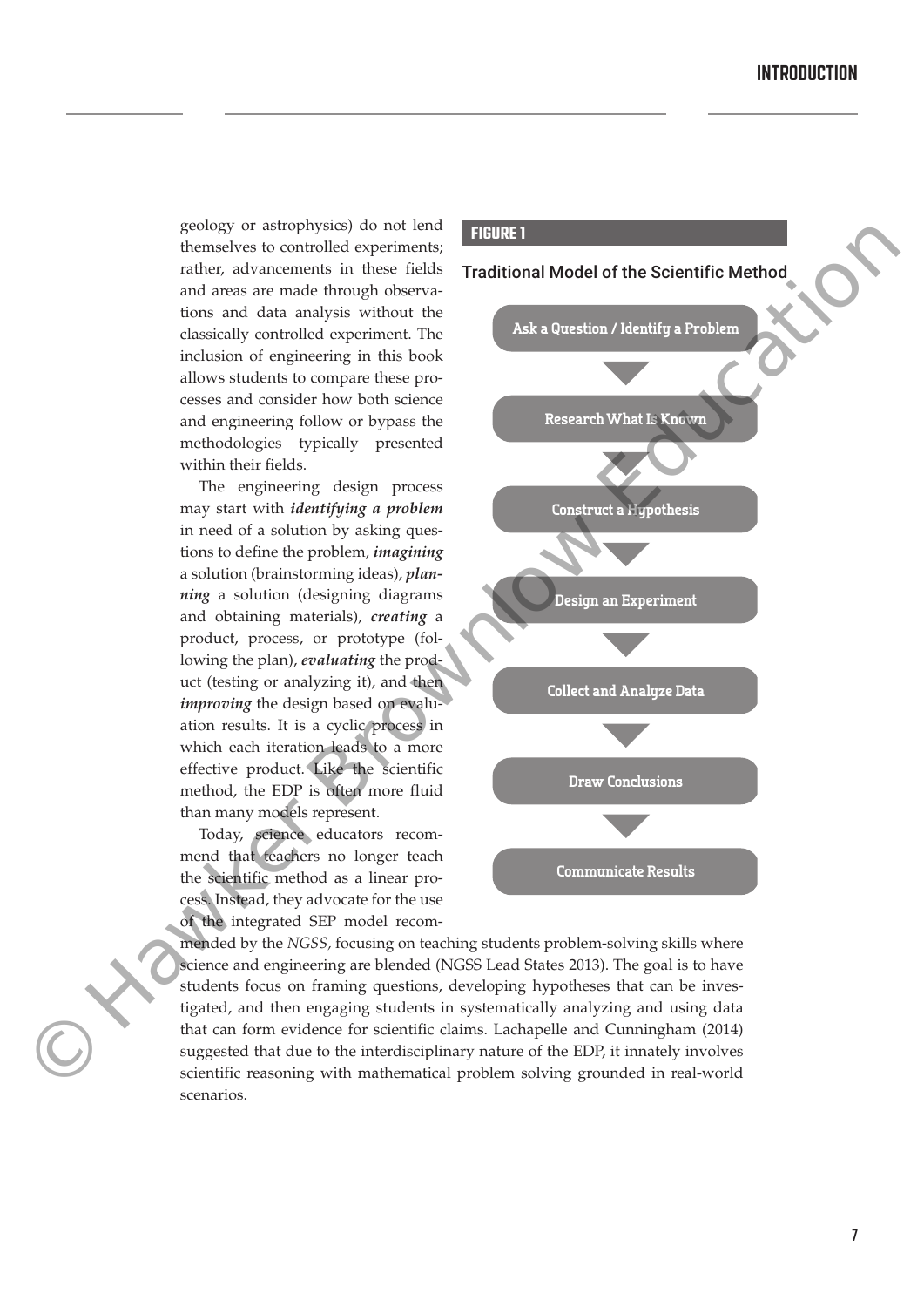geology or astrophysics) do not lend themselves to controlled experiments; rather, advancements in these fields and areas are made through observations and data analysis without the classically controlled experiment. The inclusion of engineering in this book allows students to compare these processes and consider how both science and engineering follow or bypass the methodologies typically presented within their fields.

The engineering design process may start with ***identifying a problem*** in need of a solution by asking questions to define the problem, ***imagining*** a solution (brainstorming ideas), ***planning*** a solution (designing diagrams and obtaining materials), ***creating*** a product, process, or prototype (following the plan), ***evaluating*** the product (testing or analyzing it), and then ***improving*** the design based on evaluation results. It is a cyclic process in which each iteration leads to a more effective product. Like the scientific method, the EDP is often more fluid than many models represent.

**FIGURE 1**

Traditional Model of the Scientific Method

Ask a Question / Identify a Problem

Research What Is Known

Construct a Hypothesis

Design an Experiment

Collect and Analyze Data

Draw Conclusions

Communicate Results

Today, science educators recommend that teachers no longer teach the scientific method as a linear process. Instead, they advocate for the use of the integrated SEP model recommended by the *NGSS,* focusing on teaching students problem-solving skills where science and engineering are blended (NGSS Lead States 2013). The goal is to have students focus on framing questions, developing hypotheses that can be investigated, and then engaging students in systematically analyzing and using data that can form evidence for scientific claims. Lachapelle and Cunningham (2014) suggested that due to the interdisciplinary nature of the EDP, it innately involves scientific reasoning with mathematical problem solving grounded in real-world scenarios.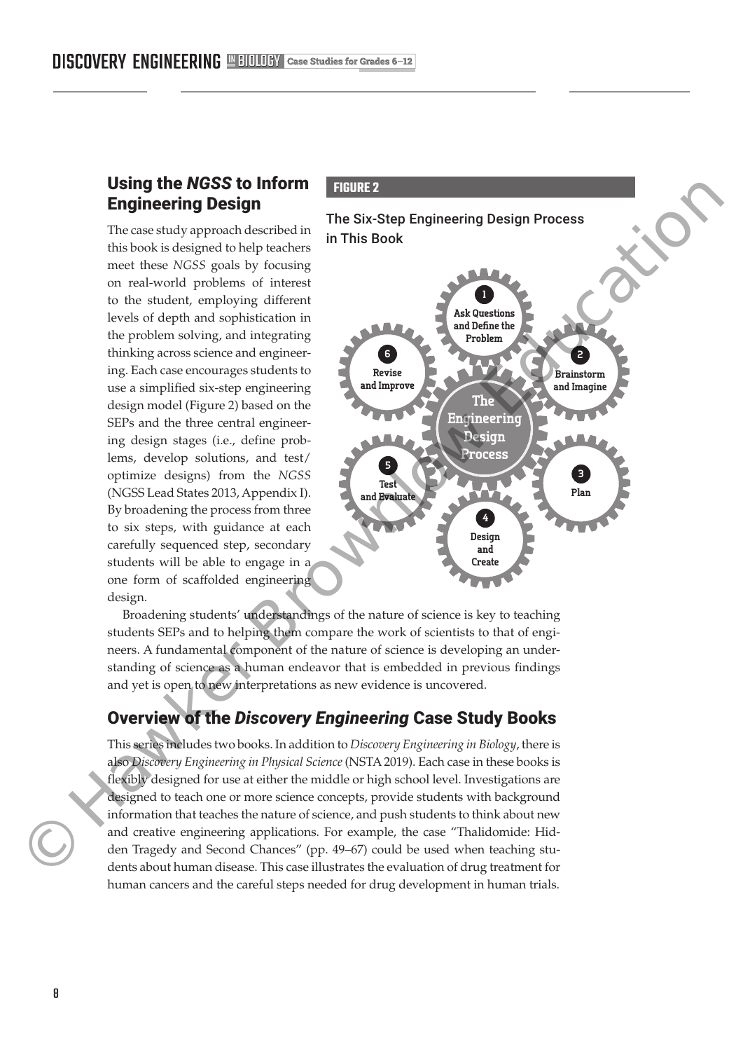## Using the *NGSS* to Inform Engineering Design

The case study approach described in this book is designed to help teachers meet these *NGSS* goals by focusing on real-world problems of interest to the student, employing different levels of depth and sophistication in the problem solving, and integrating thinking across science and engineering. Each case encourages students to use a simplified six-step engineering design model (Figure 2) based on the SEPs and the three central engineering design stages (i.e., define problems, develop solutions, and test/optimize designs) from the *NGSS* (NGSS Lead States 2013, Appendix I). By broadening the process from three to six steps, with guidance at each carefully sequenced step, secondary students will be able to engage in a one form of scaffolded engineering design.

**FIGURE 2**

The Six-Step Engineering Design Process in This Book

The Engineering Design Process

1 Ask Questions and Define the Problem

2 Brainstorm and Imagine

3 Plan

4 Design and Create

5 Test and Evaluate

6 Revise and Improve

Broadening students' understandings of the nature of science is key to teaching students SEPs and to helping them compare the work of scientists to that of engineers. A fundamental component of the nature of science is developing an understanding of science as a human endeavor that is embedded in previous findings and yet is open to new interpretations as new evidence is uncovered.

## Overview of the *Discovery Engineering* Case Study Books

This series includes two books. In addition to *Discovery Engineering in Biology*, there is also *Discovery Engineering in Physical Science* (NSTA 2019). Each case in these books is flexibly designed for use at either the middle or high school level. Investigations are designed to teach one or more science concepts, provide students with background information that teaches the nature of science, and push students to think about new and creative engineering applications. For example, the case "Thalidomide: Hidden Tragedy and Second Chances" (pp. 49–67) could be used when teaching students about human disease. This case illustrates the evaluation of drug treatment for human cancers and the careful steps needed for drug development in human trials.